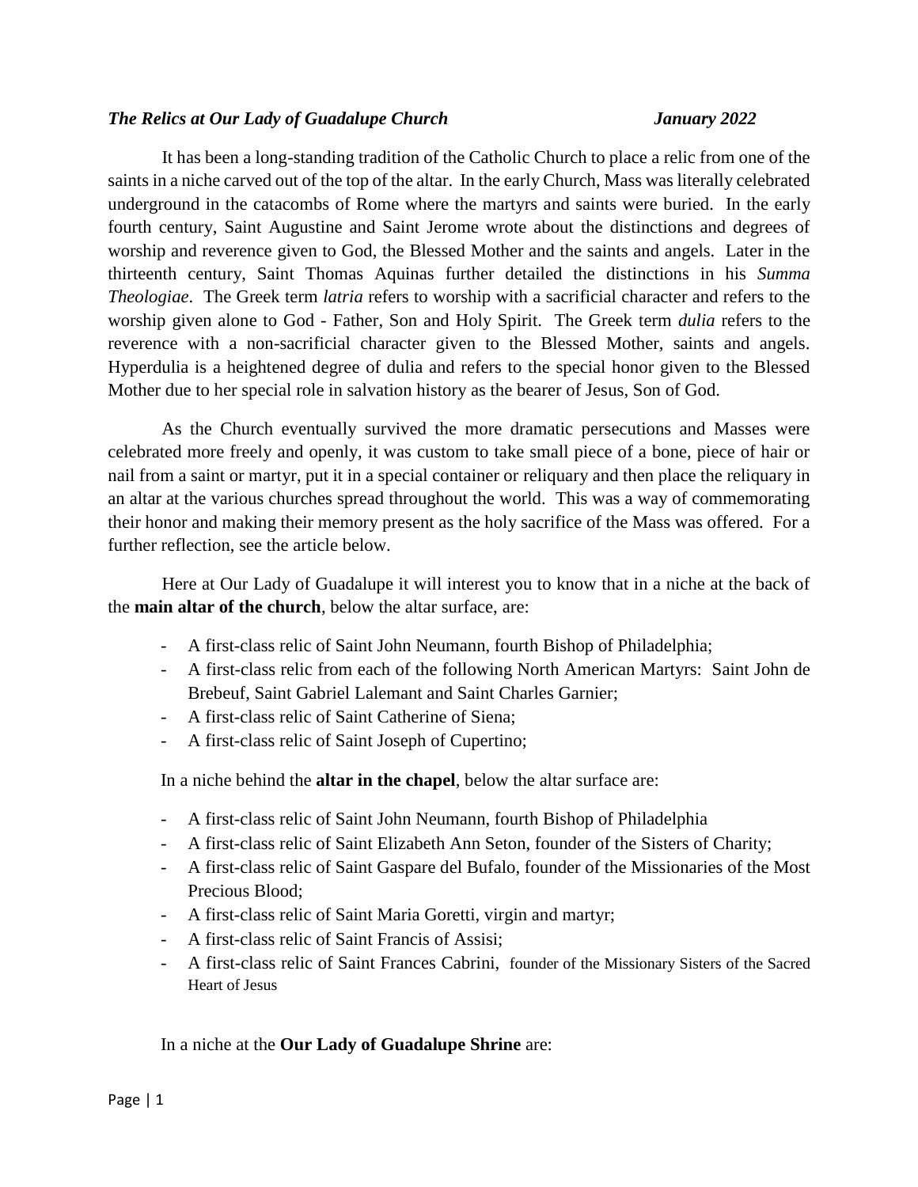***The Relics at Our Lady of Guadalupe Church*** ***January 2022***

It has been a long-standing tradition of the Catholic Church to place a relic from one of the saints in a niche carved out of the top of the altar. In the early Church, Mass was literally celebrated underground in the catacombs of Rome where the martyrs and saints were buried. In the early fourth century, Saint Augustine and Saint Jerome wrote about the distinctions and degrees of worship and reverence given to God, the Blessed Mother and the saints and angels. Later in the thirteenth century, Saint Thomas Aquinas further detailed the distinctions in his *Summa Theologiae*. The Greek term *latria* refers to worship with a sacrificial character and refers to the worship given alone to God - Father, Son and Holy Spirit. The Greek term *dulia* refers to the reverence with a non-sacrificial character given to the Blessed Mother, saints and angels. Hyperdulia is a heightened degree of dulia and refers to the special honor given to the Blessed Mother due to her special role in salvation history as the bearer of Jesus, Son of God.

As the Church eventually survived the more dramatic persecutions and Masses were celebrated more freely and openly, it was custom to take small piece of a bone, piece of hair or nail from a saint or martyr, put it in a special container or reliquary and then place the reliquary in an altar at the various churches spread throughout the world. This was a way of commemorating their honor and making their memory present as the holy sacrifice of the Mass was offered. For a further reflection, see the article below.

Here at Our Lady of Guadalupe it will interest you to know that in a niche at the back of the **main altar of the church**, below the altar surface, are:

- A first-class relic of Saint John Neumann, fourth Bishop of Philadelphia;
- A first-class relic from each of the following North American Martyrs: Saint John de Brebeuf, Saint Gabriel Lalemant and Saint Charles Garnier;
- A first-class relic of Saint Catherine of Siena;
- A first-class relic of Saint Joseph of Cupertino;

In a niche behind the **altar in the chapel**, below the altar surface are:

- A first-class relic of Saint John Neumann, fourth Bishop of Philadelphia
- A first-class relic of Saint Elizabeth Ann Seton, founder of the Sisters of Charity;
- A first-class relic of Saint Gaspare del Bufalo, founder of the Missionaries of the Most Precious Blood;
- A first-class relic of Saint Maria Goretti, virgin and martyr;
- A first-class relic of Saint Francis of Assisi;
- A first-class relic of Saint Frances Cabrini, founder of the Missionary Sisters of the Sacred Heart of Jesus

In a niche at the **Our Lady of Guadalupe Shrine** are: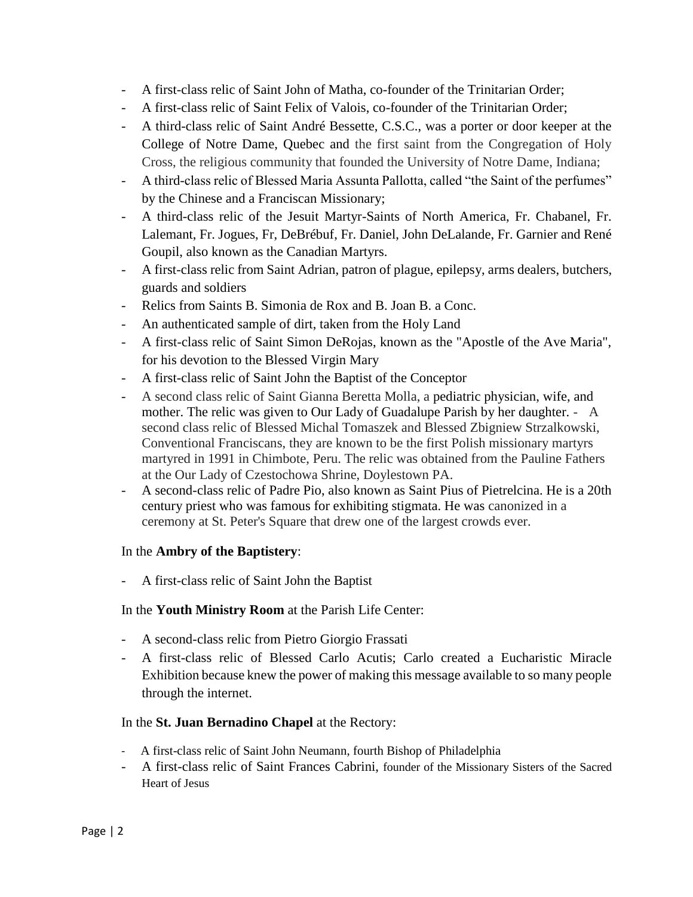- A first-class relic of Saint John of Matha, co-founder of the Trinitarian Order;
- A first-class relic of Saint Felix of Valois, co-founder of the Trinitarian Order;
- A third-class relic of Saint André Bessette, C.S.C., was a porter or door keeper at the College of Notre Dame, Quebec and the first saint from the Congregation of Holy Cross, the religious community that founded the University of Notre Dame, Indiana;
- A third-class relic of Blessed Maria Assunta Pallotta, called "the Saint of the perfumes" by the Chinese and a Franciscan Missionary;
- A third-class relic of the Jesuit Martyr-Saints of North America, Fr. Chabanel, Fr. Lalemant, Fr. Jogues, Fr, DeBrébuf, Fr. Daniel, John DeLalande, Fr. Garnier and René Goupil, also known as the Canadian Martyrs.
- A first-class relic from Saint Adrian, patron of plague, epilepsy, arms dealers, butchers, guards and soldiers
- Relics from Saints B. Simonia de Rox and B. Joan B. a Conc.
- An authenticated sample of dirt, taken from the Holy Land
- A first-class relic of Saint Simon DeRojas, known as the "Apostle of the Ave Maria", for his devotion to the Blessed Virgin Mary
- A first-class relic of Saint John the Baptist of the Conceptor
- A second class relic of Saint Gianna Beretta Molla, a pediatric physician, wife, and mother. The relic was given to Our Lady of Guadalupe Parish by her daughter. - A second class relic of Blessed Michal Tomaszek and Blessed Zbigniew Strzalkowski, Conventional Franciscans, they are known to be the first Polish missionary martyrs martyred in 1991 in Chimbote, Peru. The relic was obtained from the Pauline Fathers at the Our Lady of Czestochowa Shrine, Doylestown PA.
- A second-class relic of Padre Pio, also known as Saint Pius of Pietrelcina. He is a 20th century priest who was famous for exhibiting stigmata. He was canonized in a ceremony at St. Peter's Square that drew one of the largest crowds ever.

In the **Ambry of the Baptistery**:

- A first-class relic of Saint John the Baptist

In the **Youth Ministry Room** at the Parish Life Center:

- A second-class relic from Pietro Giorgio Frassati
- A first-class relic of Blessed Carlo Acutis; Carlo created a Eucharistic Miracle Exhibition because knew the power of making this message available to so many people through the internet.

In the **St. Juan Bernadino Chapel** at the Rectory:

- A first-class relic of Saint John Neumann, fourth Bishop of Philadelphia
- A first-class relic of Saint Frances Cabrini, founder of the Missionary Sisters of the Sacred Heart of Jesus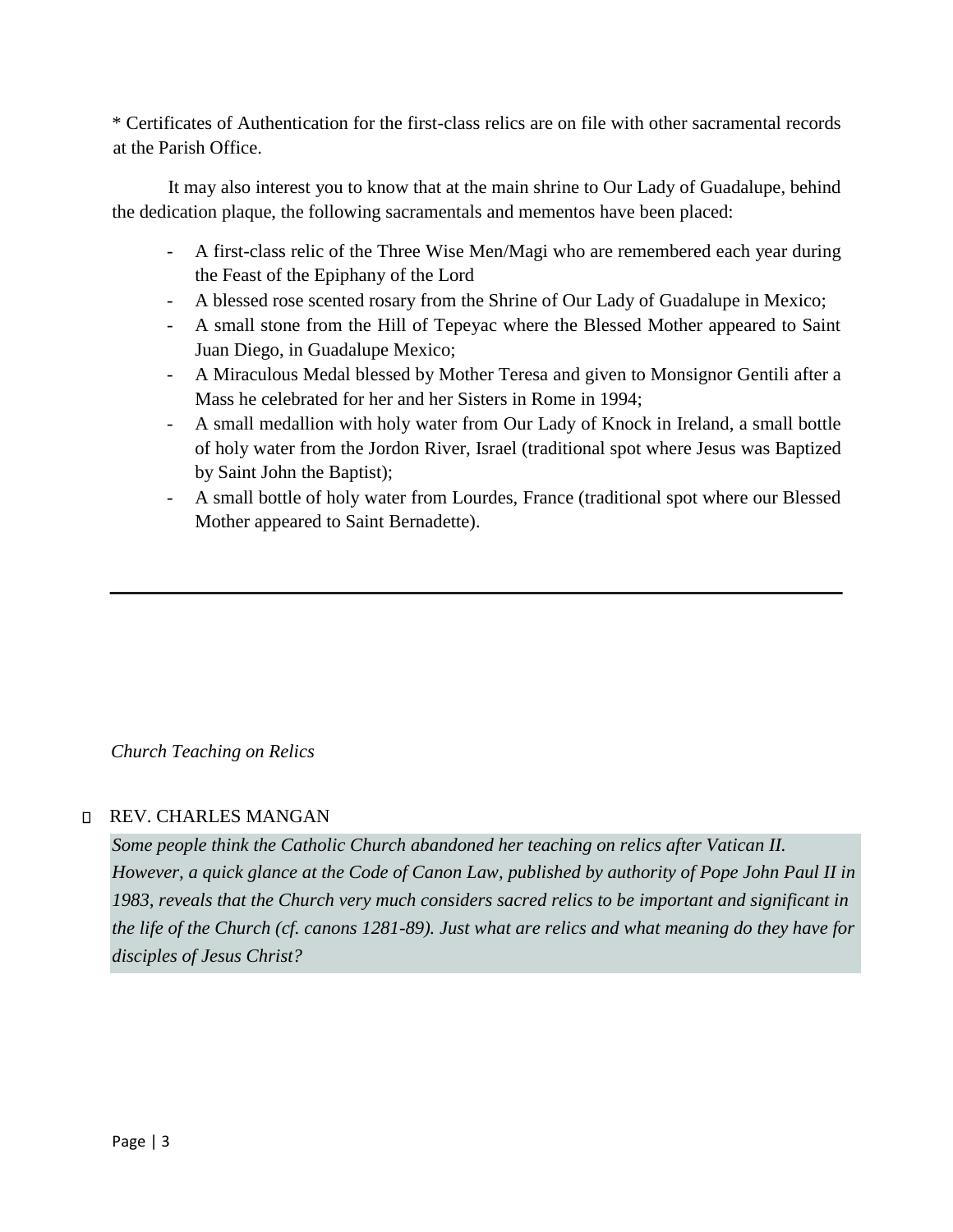* Certificates of Authentication for the first-class relics are on file with other sacramental records at the Parish Office.

It may also interest you to know that at the main shrine to Our Lady of Guadalupe, behind the dedication plaque, the following sacramentals and mementos have been placed:

- A first-class relic of the Three Wise Men/Magi who are remembered each year during the Feast of the Epiphany of the Lord
- A blessed rose scented rosary from the Shrine of Our Lady of Guadalupe in Mexico;
- A small stone from the Hill of Tepeyac where the Blessed Mother appeared to Saint Juan Diego, in Guadalupe Mexico;
- A Miraculous Medal blessed by Mother Teresa and given to Monsignor Gentili after a Mass he celebrated for her and her Sisters in Rome in 1994;
- A small medallion with holy water from Our Lady of Knock in Ireland, a small bottle of holy water from the Jordon River, Israel (traditional spot where Jesus was Baptized by Saint John the Baptist);
- A small bottle of holy water from Lourdes, France (traditional spot where our Blessed Mother appeared to Saint Bernadette).

---

*Church Teaching on Relics*

REV. CHARLES MANGAN

*Some people think the Catholic Church abandoned her teaching on relics after Vatican II. However, a quick glance at the Code of Canon Law, published by authority of Pope John Paul II in 1983, reveals that the Church very much considers sacred relics to be important and significant in the life of the Church (cf. canons 1281-89). Just what are relics and what meaning do they have for disciples of Jesus Christ?*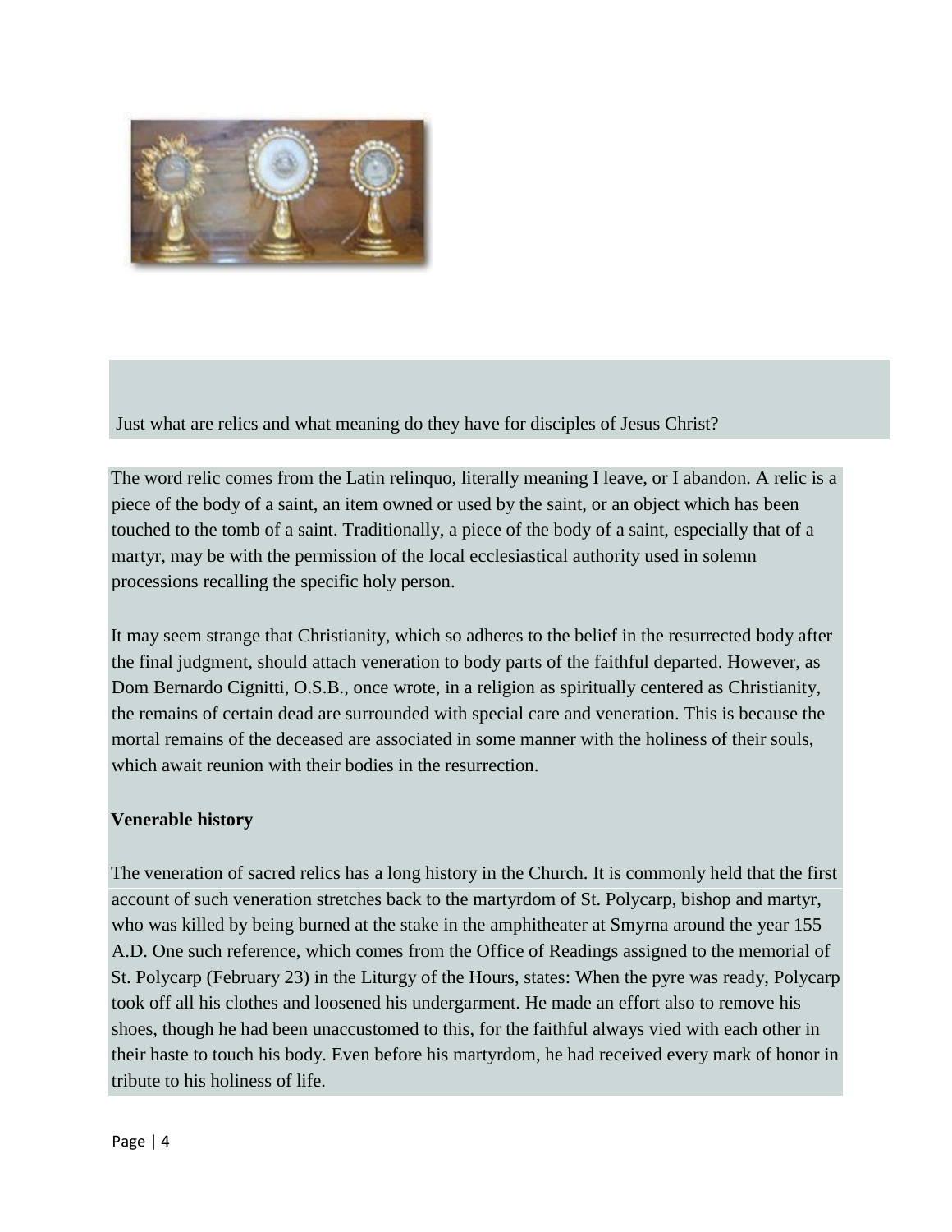Just what are relics and what meaning do they have for disciples of Jesus Christ?

The word relic comes from the Latin relinquo, literally meaning I leave, or I abandon. A relic is a piece of the body of a saint, an item owned or used by the saint, or an object which has been touched to the tomb of a saint. Traditionally, a piece of the body of a saint, especially that of a martyr, may be with the permission of the local ecclesiastical authority used in solemn processions recalling the specific holy person.

It may seem strange that Christianity, which so adheres to the belief in the resurrected body after the final judgment, should attach veneration to body parts of the faithful departed. However, as Dom Bernardo Cignitti, O.S.B., once wrote, in a religion as spiritually centered as Christianity, the remains of certain dead are surrounded with special care and veneration. This is because the mortal remains of the deceased are associated in some manner with the holiness of their souls, which await reunion with their bodies in the resurrection.

**Venerable history**

The veneration of sacred relics has a long history in the Church. It is commonly held that the first account of such veneration stretches back to the martyrdom of St. Polycarp, bishop and martyr, who was killed by being burned at the stake in the amphitheater at Smyrna around the year 155 A.D. One such reference, which comes from the Office of Readings assigned to the memorial of St. Polycarp (February 23) in the Liturgy of the Hours, states: When the pyre was ready, Polycarp took off all his clothes and loosened his undergarment. He made an effort also to remove his shoes, though he had been unaccustomed to this, for the faithful always vied with each other in their haste to touch his body. Even before his martyrdom, he had received every mark of honor in tribute to his holiness of life.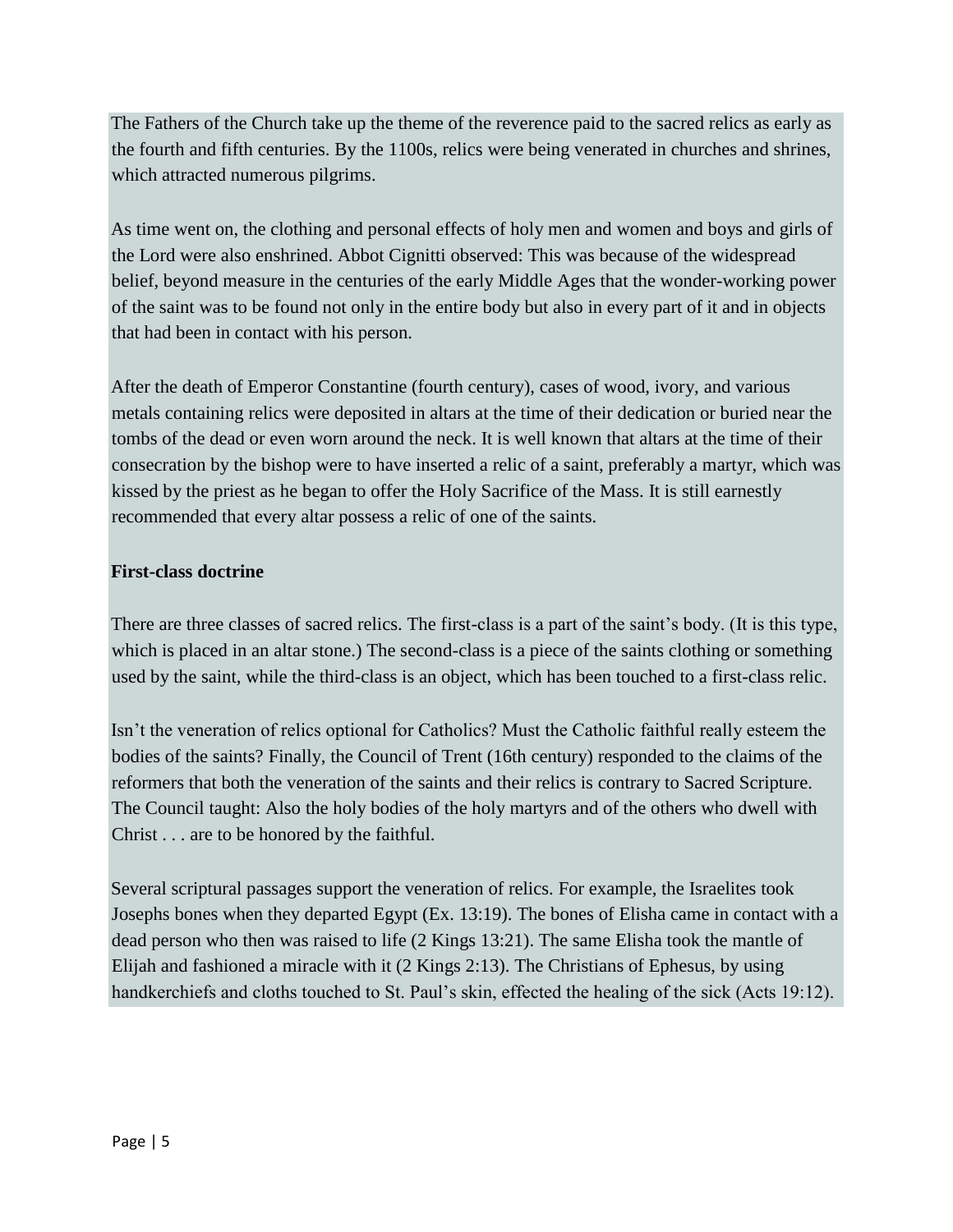The Fathers of the Church take up the theme of the reverence paid to the sacred relics as early as the fourth and fifth centuries. By the 1100s, relics were being venerated in churches and shrines, which attracted numerous pilgrims.

As time went on, the clothing and personal effects of holy men and women and boys and girls of the Lord were also enshrined. Abbot Cignitti observed: This was because of the widespread belief, beyond measure in the centuries of the early Middle Ages that the wonder-working power of the saint was to be found not only in the entire body but also in every part of it and in objects that had been in contact with his person.

After the death of Emperor Constantine (fourth century), cases of wood, ivory, and various metals containing relics were deposited in altars at the time of their dedication or buried near the tombs of the dead or even worn around the neck. It is well known that altars at the time of their consecration by the bishop were to have inserted a relic of a saint, preferably a martyr, which was kissed by the priest as he began to offer the Holy Sacrifice of the Mass. It is still earnestly recommended that every altar possess a relic of one of the saints.

**First-class doctrine**

There are three classes of sacred relics. The first-class is a part of the saint's body. (It is this type, which is placed in an altar stone.) The second-class is a piece of the saints clothing or something used by the saint, while the third-class is an object, which has been touched to a first-class relic.

Isn't the veneration of relics optional for Catholics? Must the Catholic faithful really esteem the bodies of the saints? Finally, the Council of Trent (16th century) responded to the claims of the reformers that both the veneration of the saints and their relics is contrary to Sacred Scripture. The Council taught: Also the holy bodies of the holy martyrs and of the others who dwell with Christ . . . are to be honored by the faithful.

Several scriptural passages support the veneration of relics. For example, the Israelites took Josephs bones when they departed Egypt (Ex. 13:19). The bones of Elisha came in contact with a dead person who then was raised to life (2 Kings 13:21). The same Elisha took the mantle of Elijah and fashioned a miracle with it (2 Kings 2:13). The Christians of Ephesus, by using handkerchiefs and cloths touched to St. Paul's skin, effected the healing of the sick (Acts 19:12).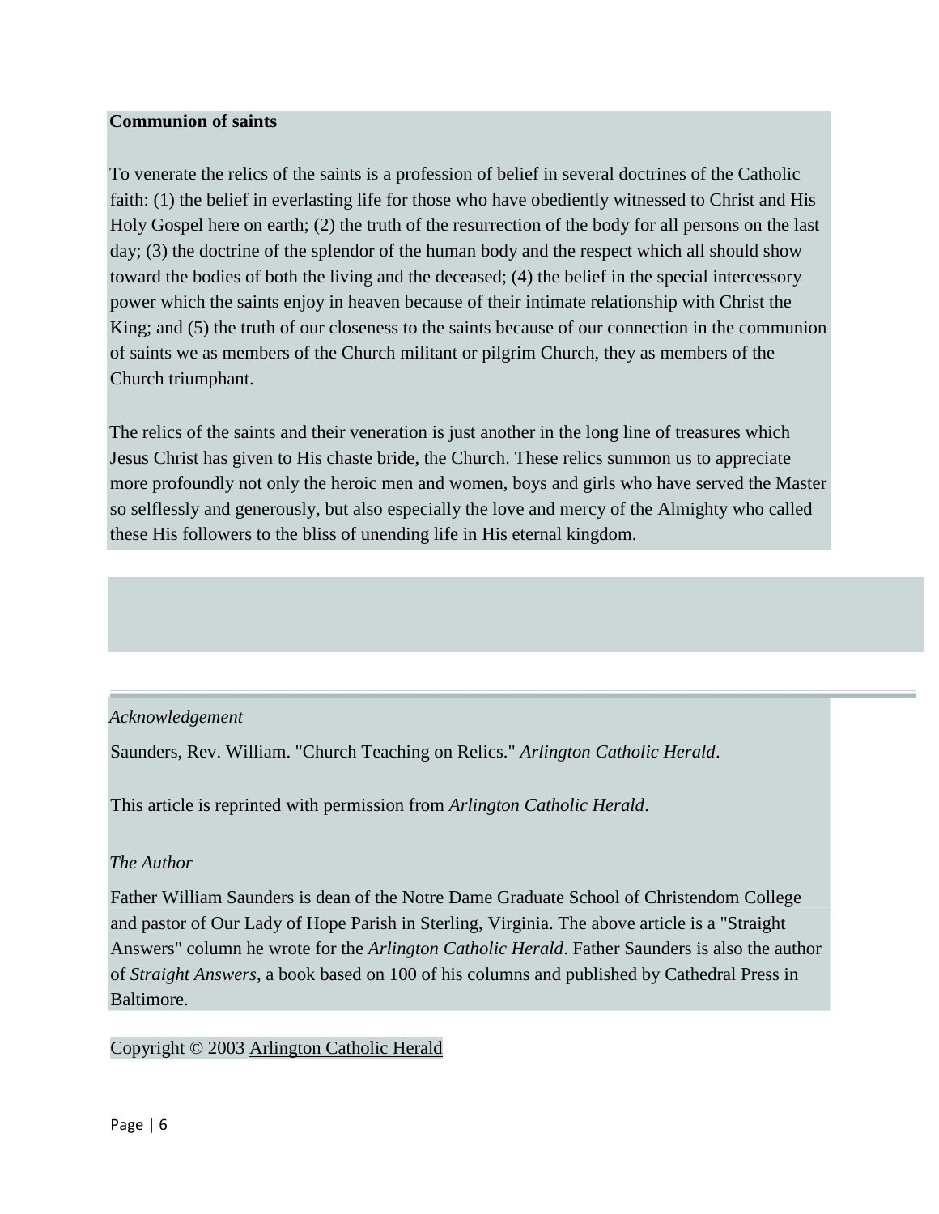**Communion of saints**

To venerate the relics of the saints is a profession of belief in several doctrines of the Catholic faith: (1) the belief in everlasting life for those who have obediently witnessed to Christ and His Holy Gospel here on earth; (2) the truth of the resurrection of the body for all persons on the last day; (3) the doctrine of the splendor of the human body and the respect which all should show toward the bodies of both the living and the deceased; (4) the belief in the special intercessory power which the saints enjoy in heaven because of their intimate relationship with Christ the King; and (5) the truth of our closeness to the saints because of our connection in the communion of saints we as members of the Church militant or pilgrim Church, they as members of the Church triumphant.

The relics of the saints and their veneration is just another in the long line of treasures which Jesus Christ has given to His chaste bride, the Church. These relics summon us to appreciate more profoundly not only the heroic men and women, boys and girls who have served the Master so selflessly and generously, but also especially the love and mercy of the Almighty who called these His followers to the bliss of unending life in His eternal kingdom.

---

*Acknowledgement*

Saunders, Rev. William. "Church Teaching on Relics." *Arlington Catholic Herald*.

This article is reprinted with permission from *Arlington Catholic Herald*.

*The Author*

Father William Saunders is dean of the Notre Dame Graduate School of Christendom College and pastor of Our Lady of Hope Parish in Sterling, Virginia. The above article is a "Straight Answers" column he wrote for the *Arlington Catholic Herald*. Father Saunders is also the author of *Straight Answers*, a book based on 100 of his columns and published by Cathedral Press in Baltimore.

Copyright © 2003 Arlington Catholic Herald